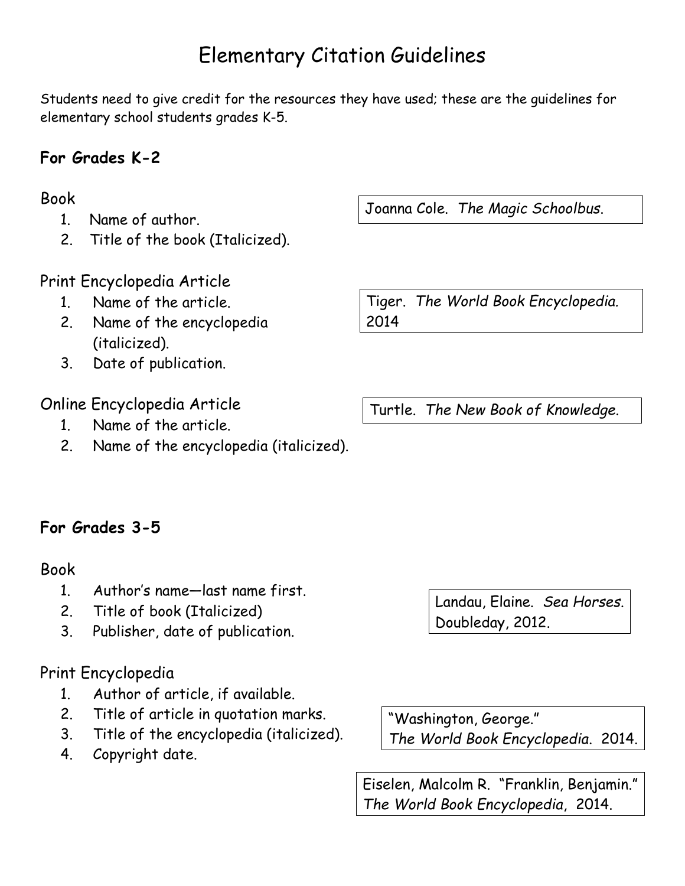# Elementary Citation Guidelines

Students need to give credit for the resources they have used; these are the guidelines for elementary school students grades K-5.

## For Grades K-2

### Book

1. Name of author.
2. Title of the book (Italicized).

> Joanna Cole. *The Magic Schoolbus*.

### Print Encyclopedia Article

1. Name of the article.
2. Name of the encyclopedia (italicized).
3. Date of publication.

> Tiger. *The World Book Encyclopedia*. 2014

### Online Encyclopedia Article

1. Name of the article.
2. Name of the encyclopedia (italicized).

> Turtle. *The New Book of Knowledge*.

## For Grades 3-5

### Book

1. Author's name—last name first.
2. Title of book (Italicized)
3. Publisher, date of publication.

> Landau, Elaine. *Sea Horses*. Doubleday, 2012.

### Print Encyclopedia

1. Author of article, if available.
2. Title of article in quotation marks.
3. Title of the encyclopedia (italicized).
4. Copyright date.

> "Washington, George." *The World Book Encyclopedia*. 2014.

> Eiselen, Malcolm R. "Franklin, Benjamin." *The World Book Encyclopedia*, 2014.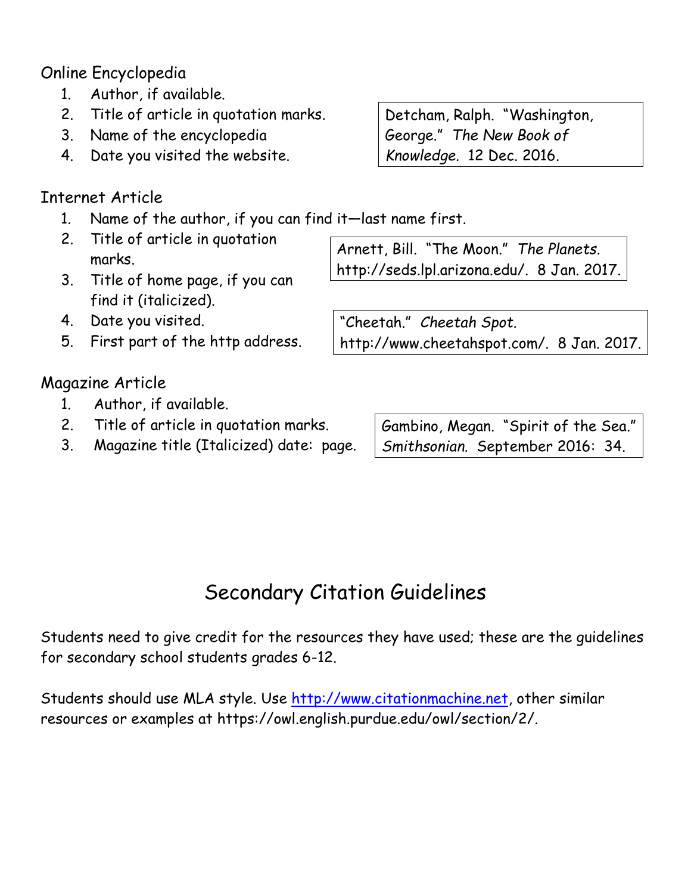Online Encyclopedia

1. Author, if available.
2. Title of article in quotation marks.
3. Name of the encyclopedia
4. Date you visited the website.

> Detcham, Ralph. "Washington, George." *The New Book of Knowledge.* 12 Dec. 2016.

Internet Article

1. Name of the author, if you can find it—last name first.
2. Title of article in quotation marks.
3. Title of home page, if you can find it (italicized).
4. Date you visited.
5. First part of the http address.

> Arnett, Bill. "The Moon." *The Planets*. http://seds.lpl.arizona.edu/. 8 Jan. 2017.

> "Cheetah." *Cheetah Spot.* http://www.cheetahspot.com/. 8 Jan. 2017.

Magazine Article

1. Author, if available.
2. Title of article in quotation marks.
3. Magazine title (Italicized) date: page.

> Gambino, Megan. "Spirit of the Sea." *Smithsonian.* September 2016: 34.

# Secondary Citation Guidelines

Students need to give credit for the resources they have used; these are the guidelines for secondary school students grades 6-12.

Students should use MLA style. Use http://www.citationmachine.net, other similar resources or examples at https://owl.english.purdue.edu/owl/section/2/.